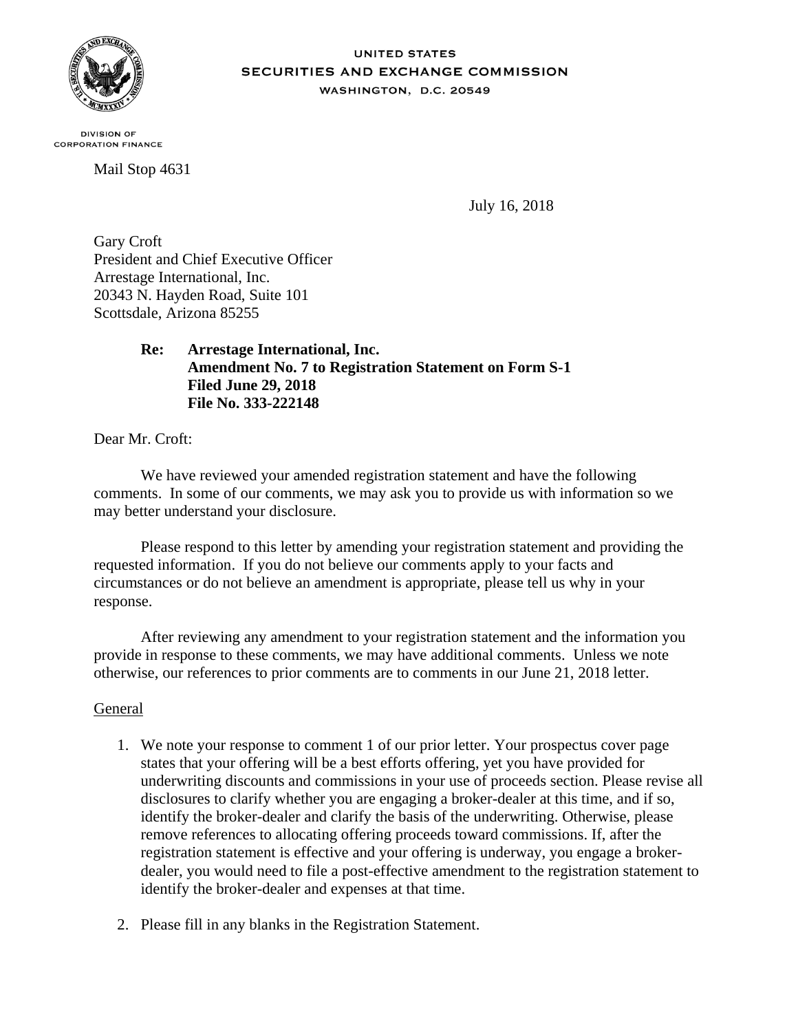UNITED STATES
SECURITIES AND EXCHANGE COMMISSION
WASHINGTON, D.C. 20549

DIVISION OF
CORPORATION FINANCE

Mail Stop 4631

July 16, 2018

Gary Croft
President and Chief Executive Officer
Arrestage International, Inc.
20343 N. Hayden Road, Suite 101
Scottsdale, Arizona 85255

**Re: Arrestage International, Inc.**
**Amendment No. 7 to Registration Statement on Form S-1**
**Filed June 29, 2018**
**File No. 333-222148**

Dear Mr. Croft:

We have reviewed your amended registration statement and have the following comments. In some of our comments, we may ask you to provide us with information so we may better understand your disclosure.

Please respond to this letter by amending your registration statement and providing the requested information. If you do not believe our comments apply to your facts and circumstances or do not believe an amendment is appropriate, please tell us why in your response.

After reviewing any amendment to your registration statement and the information you provide in response to these comments, we may have additional comments. Unless we note otherwise, our references to prior comments are to comments in our June 21, 2018 letter.

General

1. We note your response to comment 1 of our prior letter. Your prospectus cover page states that your offering will be a best efforts offering, yet you have provided for underwriting discounts and commissions in your use of proceeds section. Please revise all disclosures to clarify whether you are engaging a broker-dealer at this time, and if so, identify the broker-dealer and clarify the basis of the underwriting. Otherwise, please remove references to allocating offering proceeds toward commissions. If, after the registration statement is effective and your offering is underway, you engage a broker-dealer, you would need to file a post-effective amendment to the registration statement to identify the broker-dealer and expenses at that time.

2. Please fill in any blanks in the Registration Statement.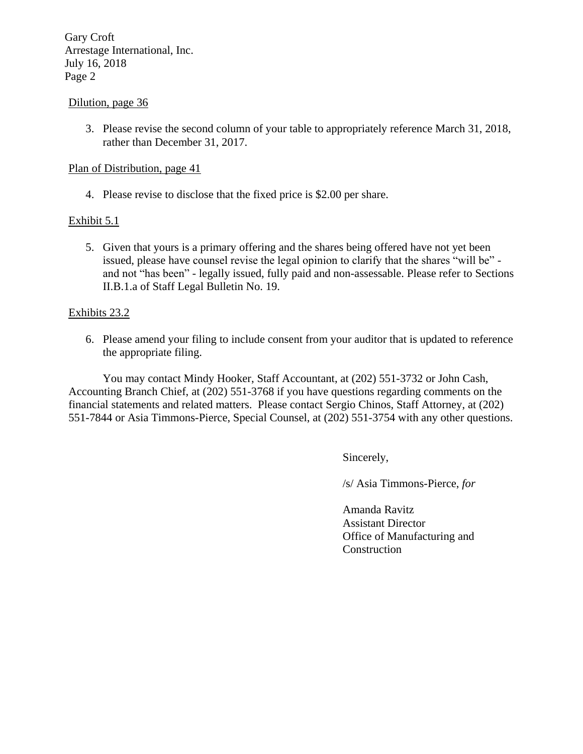Dilution, page 36

3. Please revise the second column of your table to appropriately reference March 31, 2018, rather than December 31, 2017.

Plan of Distribution, page 41

4. Please revise to disclose that the fixed price is $2.00 per share.

Exhibit 5.1

5. Given that yours is a primary offering and the shares being offered have not yet been issued, please have counsel revise the legal opinion to clarify that the shares "will be" - and not "has been" - legally issued, fully paid and non-assessable. Please refer to Sections II.B.1.a of Staff Legal Bulletin No. 19.

Exhibits 23.2

6. Please amend your filing to include consent from your auditor that is updated to reference the appropriate filing.

You may contact Mindy Hooker, Staff Accountant, at (202) 551-3732 or John Cash, Accounting Branch Chief, at (202) 551-3768 if you have questions regarding comments on the financial statements and related matters. Please contact Sergio Chinos, Staff Attorney, at (202) 551-7844 or Asia Timmons-Pierce, Special Counsel, at (202) 551-3754 with any other questions.

Sincerely,

/s/ Asia Timmons-Pierce, *for*

Amanda Ravitz
Assistant Director
Office of Manufacturing and Construction